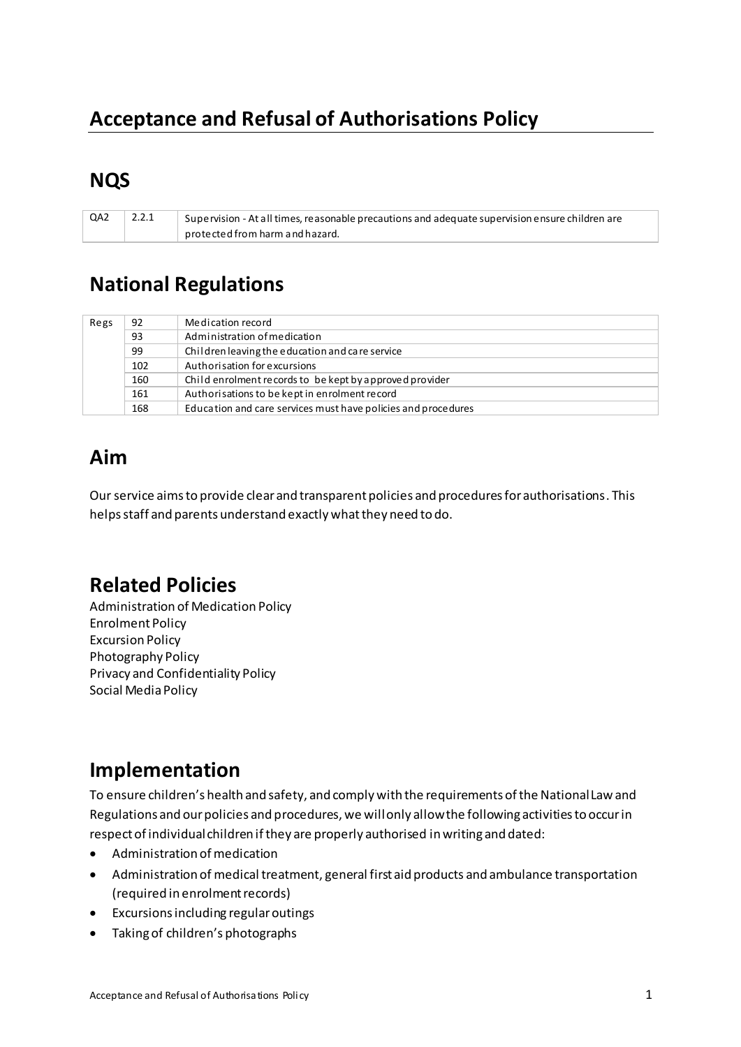# Acceptance and Refusal of Authorisations Policy

## NQS

| | | |
|---|---|---|
| QA2 | 2.2.1 | Supervision - At all times, reasonable precautions and adequate supervision ensure children are protected from harm and hazard. |

## National Regulations

| | | |
|---|---|---|
| Regs | 92 | Medication record |
| | 93 | Administration of medication |
| | 99 | Children leaving the education and care service |
| | 102 | Authorisation for excursions |
| | 160 | Child enrolment records to be kept by approved provider |
| | 161 | Authorisations to be kept in enrolment record |
| | 168 | Education and care services must have policies and procedures |

## Aim

Our service aims to provide clear and transparent policies and procedures for authorisations. This helps staff and parents understand exactly what they need to do.

## Related Policies

Administration of Medication Policy
Enrolment Policy
Excursion Policy
Photography Policy
Privacy and Confidentiality Policy
Social Media Policy

## Implementation

To ensure children's health and safety, and comply with the requirements of the National Law and Regulations and our policies and procedures, we will only allow the following activities to occur in respect of individual children if they are properly authorised in writing and dated:

- Administration of medication
- Administration of medical treatment, general first aid products and ambulance transportation (required in enrolment records)
- Excursions including regular outings
- Taking of children's photographs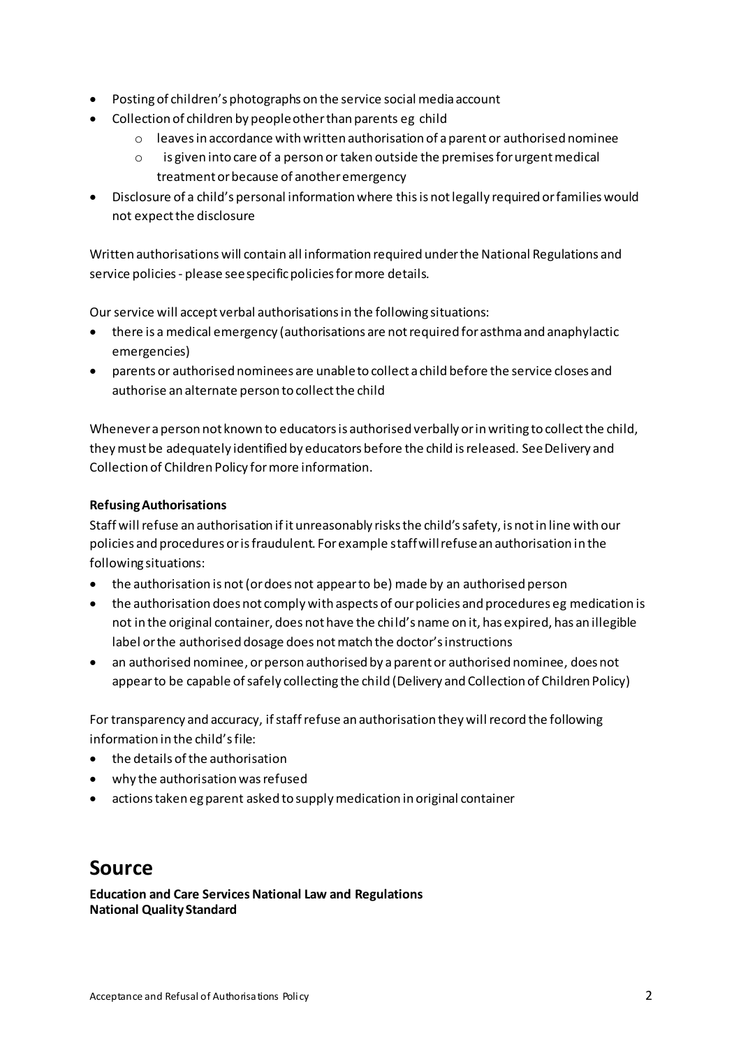- Posting of children's photographs on the service social media account
- Collection of children by people other than parents eg child
  - leaves in accordance with written authorisation of a parent or authorised nominee
  - is given into care of a person or taken outside the premises for urgent medical treatment or because of another emergency
- Disclosure of a child's personal information where this is not legally required or families would not expect the disclosure

Written authorisations will contain all information required under the National Regulations and service policies - please see specific policies for more details.

Our service will accept verbal authorisations in the following situations:

- there is a medical emergency (authorisations are not required for asthma and anaphylactic emergencies)
- parents or authorised nominees are unable to collect a child before the service closes and authorise an alternate person to collect the child

Whenever a person not known to educators is authorised verbally or in writing to collect the child, they must be adequately identified by educators before the child is released. See Delivery and Collection of Children Policy for more information.

**Refusing Authorisations**

Staff will refuse an authorisation if it unreasonably risks the child's safety, is not in line with our policies and procedures or is fraudulent. For example staff will refuse an authorisation in the following situations:

- the authorisation is not (or does not appear to be) made by an authorised person
- the authorisation does not comply with aspects of our policies and procedures eg medication is not in the original container, does not have the child's name on it, has expired, has an illegible label or the authorised dosage does not match the doctor's instructions
- an authorised nominee, or person authorised by a parent or authorised nominee, does not appear to be capable of safely collecting the child (Delivery and Collection of Children Policy)

For transparency and accuracy, if staff refuse an authorisation they will record the following information in the child's file:

- the details of the authorisation
- why the authorisation was refused
- actions taken eg parent asked to supply medication in original container

# Source

**Education and Care Services National Law and Regulations**
**National Quality Standard**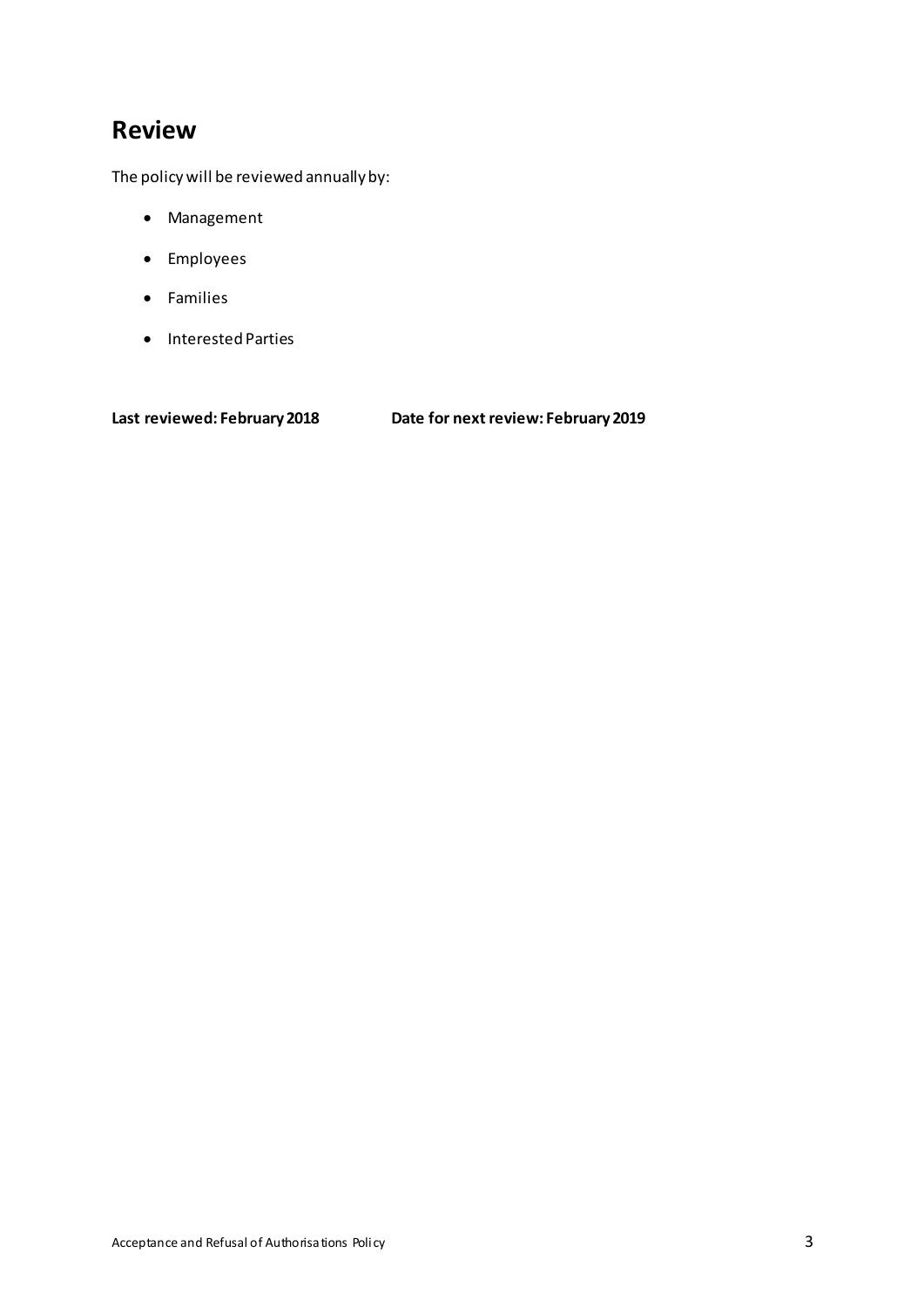## Review

The policy will be reviewed annually by:

- Management
- Employees
- Families
- Interested Parties

**Last reviewed: February 2018** **Date for next review: February 2019**